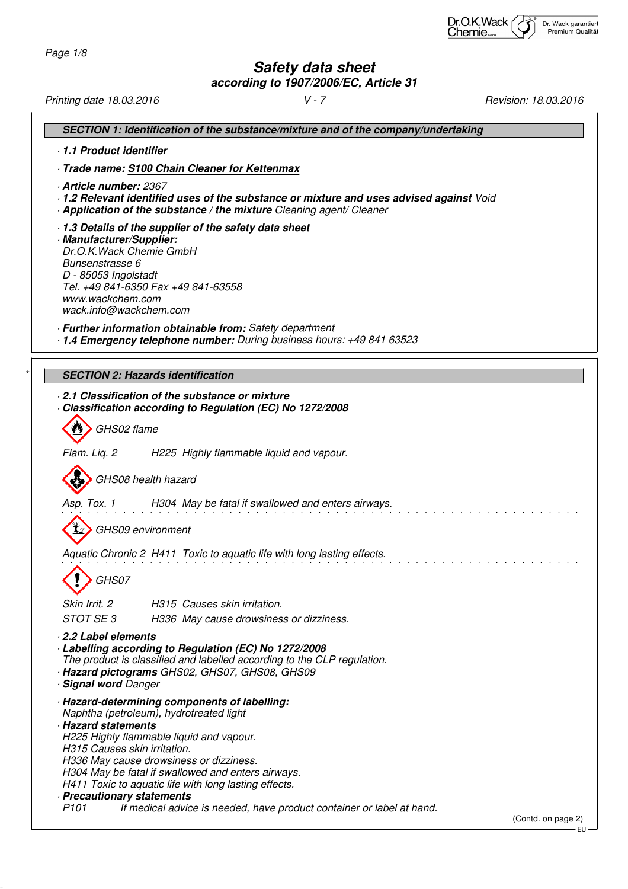# Safety data sheet

**according to 1907/2006/EC, Article 31**

Printing date 18.03.2016 | V - 7 | Revision: 18.03.2016

## SECTION 1: Identification of the substance/mixture and of the company/undertaking

· **1.1 Product identifier**

· **Trade name: S100 Chain Cleaner for Kettenmax**

· **Article number:** 2367

· **1.2 Relevant identified uses of the substance or mixture and uses advised against** Void

· **Application of the substance / the mixture** Cleaning agent/ Cleaner

· **1.3 Details of the supplier of the safety data sheet**

· **Manufacturer/Supplier:**
Dr.O.K.Wack Chemie GmbH
Bunsenstrasse 6
D - 85053 Ingolstadt
Tel. +49 841-6350 Fax +49 841-63558
www.wackchem.com
wack.info@wackchem.com

· **Further information obtainable from:** Safety department

· **1.4 Emergency telephone number:** During business hours: +49 841 63523

## SECTION 2: Hazards identification

· **2.1 Classification of the substance or mixture**

· **Classification according to Regulation (EC) No 1272/2008**

GHS02 flame

Flam. Liq. 2 H225 Highly flammable liquid and vapour.

GHS08 health hazard

Asp. Tox. 1 H304 May be fatal if swallowed and enters airways.

GHS09 environment

Aquatic Chronic 2 H411 Toxic to aquatic life with long lasting effects.

GHS07

Skin Irrit. 2 H315 Causes skin irritation.

STOT SE 3 H336 May cause drowsiness or dizziness.

· **2.2 Label elements**

· **Labelling according to Regulation (EC) No 1272/2008**
The product is classified and labelled according to the CLP regulation.

· **Hazard pictograms** GHS02, GHS07, GHS08, GHS09

· **Signal word** Danger

· **Hazard-determining components of labelling:**
Naphtha (petroleum), hydrotreated light

· **Hazard statements**
H225 Highly flammable liquid and vapour.
H315 Causes skin irritation.
H336 May cause drowsiness or dizziness.
H304 May be fatal if swallowed and enters airways.
H411 Toxic to aquatic life with long lasting effects.

· **Precautionary statements**
P101 If medical advice is needed, have product container or label at hand.

(Contd. on page 2)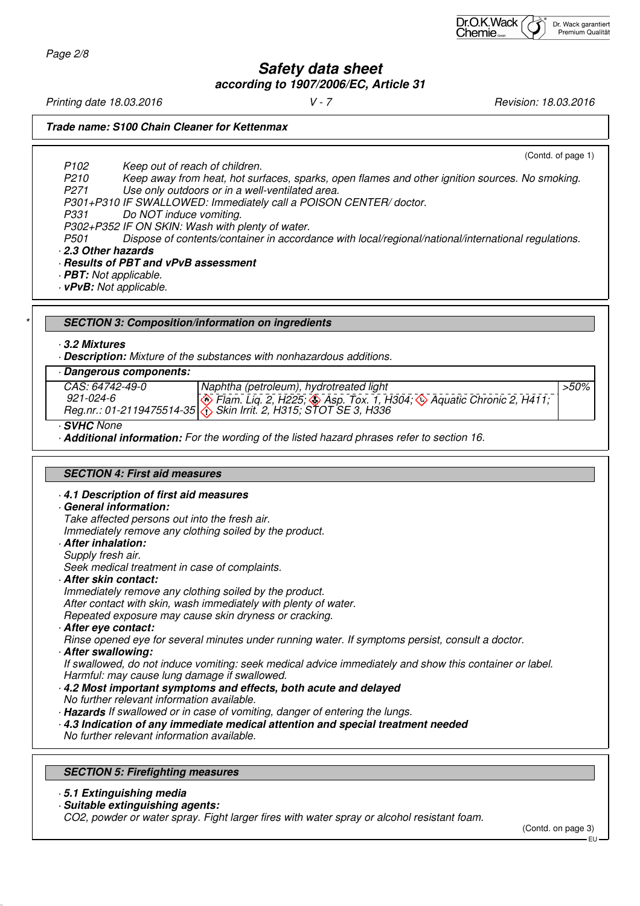**Trade name: S100 Chain Cleaner for Kettenmax**

(Contd. of page 1)

P102 Keep out of reach of children.
P210 Keep away from heat, hot surfaces, sparks, open flames and other ignition sources. No smoking.
P271 Use only outdoors or in a well-ventilated area.
P301+P310 IF SWALLOWED: Immediately call a POISON CENTER/ doctor.
P331 Do NOT induce vomiting.
P302+P352 IF ON SKIN: Wash with plenty of water.
P501 Dispose of contents/container in accordance with local/regional/national/international regulations.

· **2.3 Other hazards**
· **Results of PBT and vPvB assessment**
· **PBT:** Not applicable.
· **vPvB:** Not applicable.

## * SECTION 3: Composition/information on ingredients

· **3.2 Mixtures**
· **Description:** Mixture of the substances with nonhazardous additions.

| · **Dangerous components:** | | |
|---|---|---|
| CAS: 64742-49-0<br>921-024-6<br>Reg.nr.: 01-2119475514-35 | Naphtha (petroleum), hydrotreated light<br>Flam. Liq. 2, H225; Asp. Tox. 1, H304; Aquatic Chronic 2, H411; Skin Irrit. 2, H315; STOT SE 3, H336 | >50% |

· **SVHC** None
· **Additional information:** For the wording of the listed hazard phrases refer to section 16.

## SECTION 4: First aid measures

· **4.1 Description of first aid measures**
· **General information:**
Take affected persons out into the fresh air.
Immediately remove any clothing soiled by the product.
· **After inhalation:**
Supply fresh air.
Seek medical treatment in case of complaints.
· **After skin contact:**
Immediately remove any clothing soiled by the product.
After contact with skin, wash immediately with plenty of water.
Repeated exposure may cause skin dryness or cracking.
· **After eye contact:**
Rinse opened eye for several minutes under running water. If symptoms persist, consult a doctor.
· **After swallowing:**
If swallowed, do not induce vomiting: seek medical advice immediately and show this container or label.
Harmful: may cause lung damage if swallowed.
· **4.2 Most important symptoms and effects, both acute and delayed**
No further relevant information available.
· **Hazards** If swallowed or in case of vomiting, danger of entering the lungs.
· **4.3 Indication of any immediate medical attention and special treatment needed**
No further relevant information available.

## SECTION 5: Firefighting measures

· **5.1 Extinguishing media**
· **Suitable extinguishing agents:**
CO2, powder or water spray. Fight larger fires with water spray or alcohol resistant foam.

(Contd. on page 3)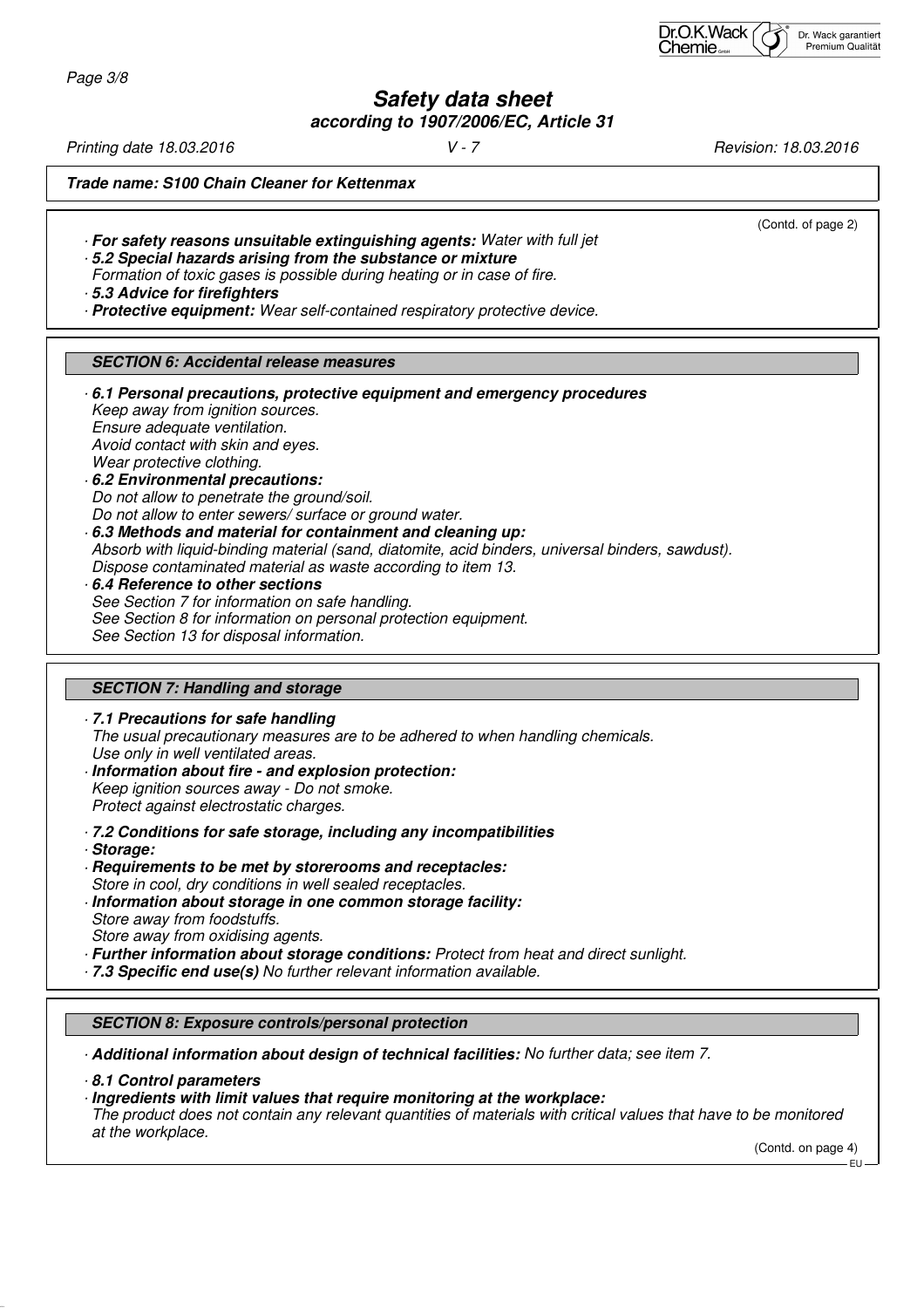(Contd. of page 2)

· **For safety reasons unsuitable extinguishing agents:** Water with full jet
· **5.2 Special hazards arising from the substance or mixture**
Formation of toxic gases is possible during heating or in case of fire.
· **5.3 Advice for firefighters**
· **Protective equipment:** Wear self-contained respiratory protective device.

## SECTION 6: Accidental release measures

· **6.1 Personal precautions, protective equipment and emergency procedures**
Keep away from ignition sources.
Ensure adequate ventilation.
Avoid contact with skin and eyes.
Wear protective clothing.
· **6.2 Environmental precautions:**
Do not allow to penetrate the ground/soil.
Do not allow to enter sewers/ surface or ground water.
· **6.3 Methods and material for containment and cleaning up:**
Absorb with liquid-binding material (sand, diatomite, acid binders, universal binders, sawdust).
Dispose contaminated material as waste according to item 13.
· **6.4 Reference to other sections**
See Section 7 for information on safe handling.
See Section 8 for information on personal protection equipment.
See Section 13 for disposal information.

## SECTION 7: Handling and storage

· **7.1 Precautions for safe handling**
The usual precautionary measures are to be adhered to when handling chemicals.
Use only in well ventilated areas.
· **Information about fire - and explosion protection:**
Keep ignition sources away - Do not smoke.
Protect against electrostatic charges.

· **7.2 Conditions for safe storage, including any incompatibilities**
· **Storage:**
· **Requirements to be met by storerooms and receptacles:**
Store in cool, dry conditions in well sealed receptacles.
· **Information about storage in one common storage facility:**
Store away from foodstuffs.
Store away from oxidising agents.
· **Further information about storage conditions:** Protect from heat and direct sunlight.
· **7.3 Specific end use(s)** No further relevant information available.

## SECTION 8: Exposure controls/personal protection

· **Additional information about design of technical facilities:** No further data; see item 7.

· **8.1 Control parameters**
· **Ingredients with limit values that require monitoring at the workplace:**
The product does not contain any relevant quantities of materials with critical values that have to be monitored at the workplace.

(Contd. on page 4)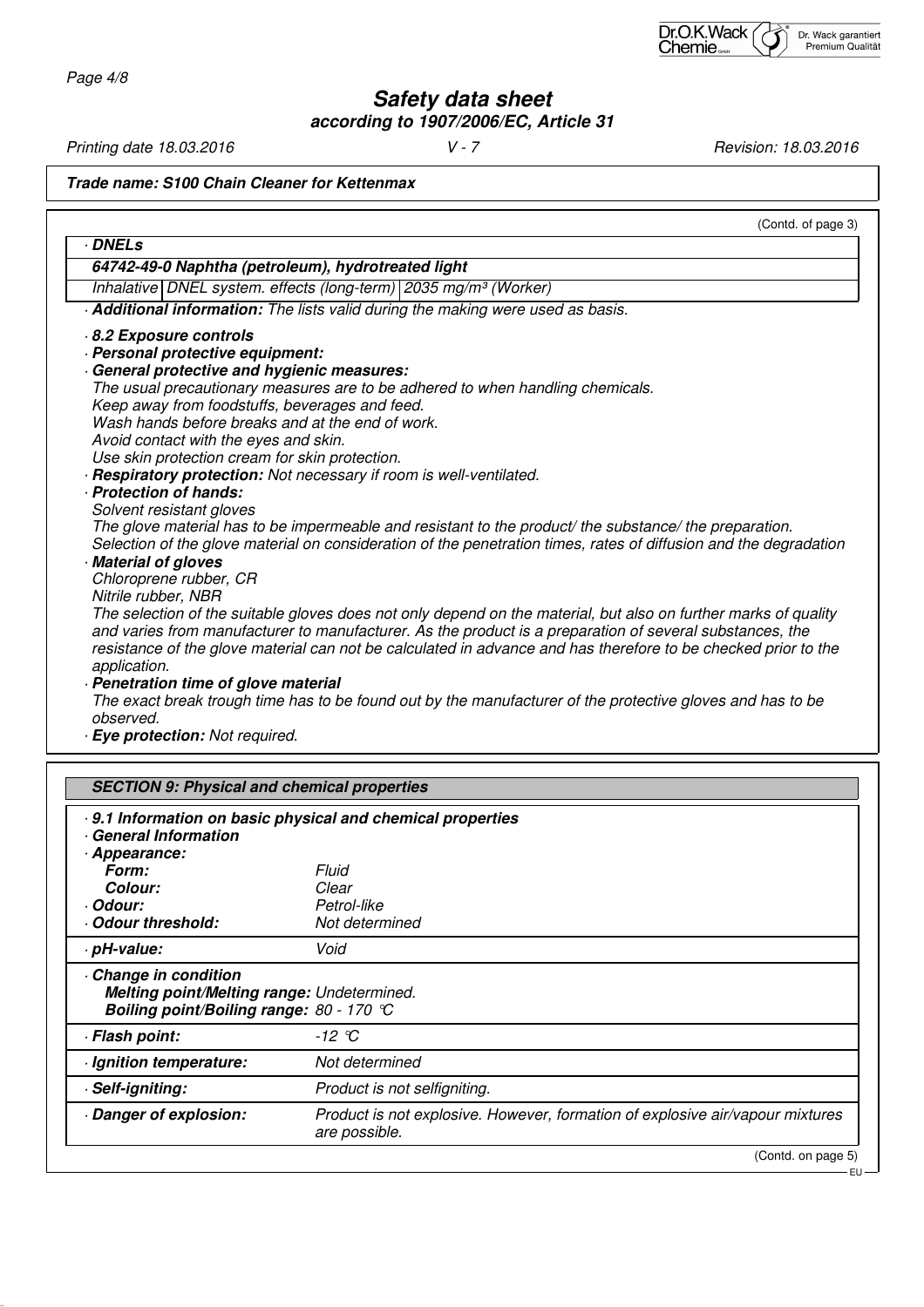*Trade name: S100 Chain Cleaner for Kettenmax*

(Contd. of page 3)

**· DNELs**

| **64742-49-0 Naphtha (petroleum), hydrotreated light** | | |
|---|---|---|
| Inhalative | DNEL system. effects (long-term) | 2035 mg/m³ (Worker) |

· **Additional information:** The lists valid during the making were used as basis.

· **8.2 Exposure controls**
· **Personal protective equipment:**
· **General protective and hygienic measures:**
The usual precautionary measures are to be adhered to when handling chemicals.
Keep away from foodstuffs, beverages and feed.
Wash hands before breaks and at the end of work.
Avoid contact with the eyes and skin.
Use skin protection cream for skin protection.
· **Respiratory protection:** Not necessary if room is well-ventilated.
· **Protection of hands:**
Solvent resistant gloves
The glove material has to be impermeable and resistant to the product/ the substance/ the preparation.
Selection of the glove material on consideration of the penetration times, rates of diffusion and the degradation
· **Material of gloves**
Chloroprene rubber, CR
Nitrile rubber, NBR
The selection of the suitable gloves does not only depend on the material, but also on further marks of quality and varies from manufacturer to manufacturer. As the product is a preparation of several substances, the resistance of the glove material can not be calculated in advance and has therefore to be checked prior to the application.
· **Penetration time of glove material**
The exact break trough time has to be found out by the manufacturer of the protective gloves and has to be observed.
· **Eye protection:** Not required.

## SECTION 9: Physical and chemical properties

· **9.1 Information on basic physical and chemical properties**
· **General Information**
· **Appearance:**

| | |
|---|---|
| **Form:** | Fluid |
| **Colour:** | Clear |
| **· Odour:** | Petrol-like |
| **· Odour threshold:** | Not determined |
| **· pH-value:** | Void |
| **· Change in condition** | |
| **Melting point/Melting range:** | Undetermined. |
| **Boiling point/Boiling range:** | 80 - 170 °C |
| **· Flash point:** | -12 °C |
| **· Ignition temperature:** | Not determined |
| **· Self-igniting:** | Product is not selfigniting. |
| **· Danger of explosion:** | Product is not explosive. However, formation of explosive air/vapour mixtures are possible. |

(Contd. on page 5)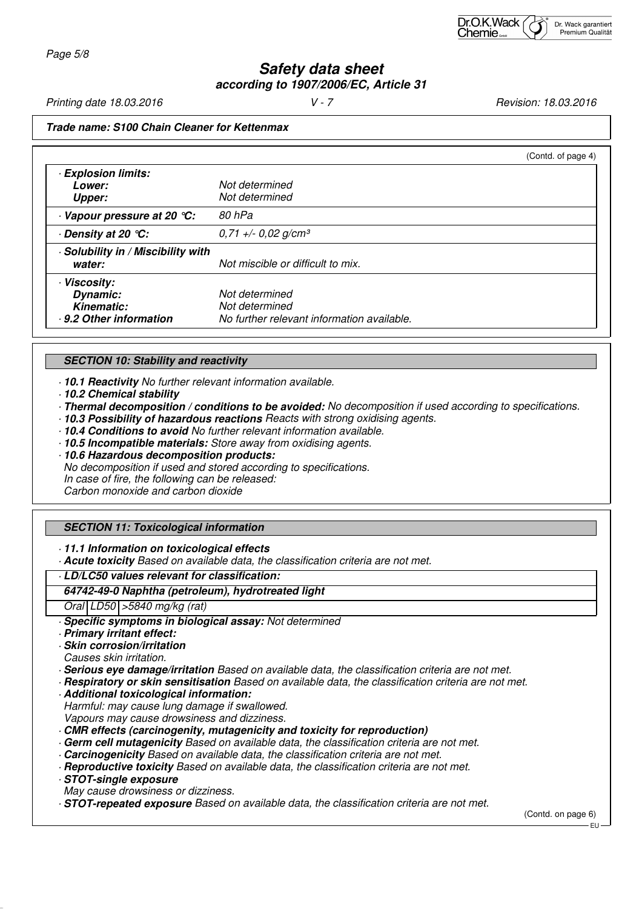**Trade name: S100 Chain Cleaner for Kettenmax**

(Contd. of page 4)

| | |
|---|---|
| · **Explosion limits:** | |
| **Lower:** | Not determined |
| **Upper:** | Not determined |
| · **Vapour pressure at 20 °C:** | 80 hPa |
| · **Density at 20 °C:** | 0,71 +/- 0,02 g/cm³ |
| · **Solubility in / Miscibility with water:** | Not miscible or difficult to mix. |
| · **Viscosity:** | |
| **Dynamic:** | Not determined |
| **Kinematic:** | Not determined |
| · **9.2 Other information** | No further relevant information available. |

## SECTION 10: Stability and reactivity

· **10.1 Reactivity** No further relevant information available.
· **10.2 Chemical stability**
· **Thermal decomposition / conditions to be avoided:** No decomposition if used according to specifications.
· **10.3 Possibility of hazardous reactions** Reacts with strong oxidising agents.
· **10.4 Conditions to avoid** No further relevant information available.
· **10.5 Incompatible materials:** Store away from oxidising agents.
· **10.6 Hazardous decomposition products:**
No decomposition if used and stored according to specifications.
In case of fire, the following can be released:
Carbon monoxide and carbon dioxide

## SECTION 11: Toxicological information

· **11.1 Information on toxicological effects**
· **Acute toxicity** Based on available data, the classification criteria are not met.

| · **LD/LC50 values relevant for classification:** | | |
|---|---|---|
| **64742-49-0 Naphtha (petroleum), hydrotreated light** | | |
| Oral | LD50 | >5840 mg/kg (rat) |

· **Specific symptoms in biological assay:** Not determined
· **Primary irritant effect:**
· **Skin corrosion/irritation**
Causes skin irritation.
· **Serious eye damage/irritation** Based on available data, the classification criteria are not met.
· **Respiratory or skin sensitisation** Based on available data, the classification criteria are not met.
· **Additional toxicological information:**
Harmful: may cause lung damage if swallowed.
Vapours may cause drowsiness and dizziness.
· **CMR effects (carcinogenity, mutagenicity and toxicity for reproduction)**
· **Germ cell mutagenicity** Based on available data, the classification criteria are not met.
· **Carcinogenicity** Based on available data, the classification criteria are not met.
· **Reproductive toxicity** Based on available data, the classification criteria are not met.
· **STOT-single exposure**
May cause drowsiness or dizziness.
· **STOT-repeated exposure** Based on available data, the classification criteria are not met.

(Contd. on page 6)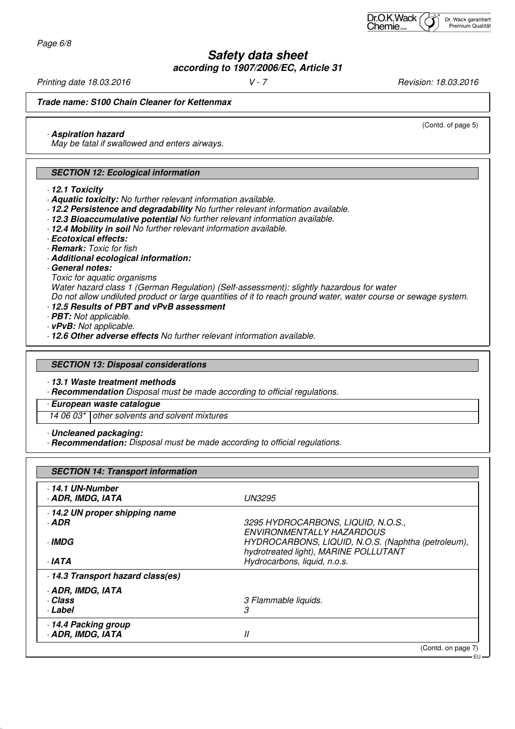(Contd. of page 5)

· **Aspiration hazard**
May be fatal if swallowed and enters airways.

## SECTION 12: Ecological information

· **12.1 Toxicity**
· **Aquatic toxicity:** No further relevant information available.
· **12.2 Persistence and degradability** No further relevant information available.
· **12.3 Bioaccumulative potential** No further relevant information available.
· **12.4 Mobility in soil** No further relevant information available.
· **Ecotoxical effects:**
· **Remark:** Toxic for fish
· **Additional ecological information:**
· **General notes:**
Toxic for aquatic organisms
Water hazard class 1 (German Regulation) (Self-assessment): slightly hazardous for water
Do not allow undiluted product or large quantities of it to reach ground water, water course or sewage system.
· **12.5 Results of PBT and vPvB assessment**
· **PBT:** Not applicable.
· **vPvB:** Not applicable.
· **12.6 Other adverse effects** No further relevant information available.

## SECTION 13: Disposal considerations

· **13.1 Waste treatment methods**
· **Recommendation** Disposal must be made according to official regulations.

| · **European waste catalogue** | |
|---|---|
| 14 06 03* | other solvents and solvent mixtures |

· **Uncleaned packaging:**
· **Recommendation:** Disposal must be made according to official regulations.

## SECTION 14: Transport information

| | |
|---|---|
| · **14.1 UN-Number** | |
| · **ADR, IMDG, IATA** | UN3295 |
| · **14.2 UN proper shipping name** | |
| · **ADR** | 3295 HYDROCARBONS, LIQUID, N.O.S., ENVIRONMENTALLY HAZARDOUS |
| · **IMDG** | HYDROCARBONS, LIQUID, N.O.S. (Naphtha (petroleum), hydrotreated light), MARINE POLLUTANT |
| · **IATA** | Hydrocarbons, liquid, n.o.s. |
| · **14.3 Transport hazard class(es)** | |
| · **ADR, IMDG, IATA** | |
| · **Class** | 3 Flammable liquids. |
| · **Label** | 3 |
| · **14.4 Packing group** | |
| · **ADR, IMDG, IATA** | II |

(Contd. on page 7)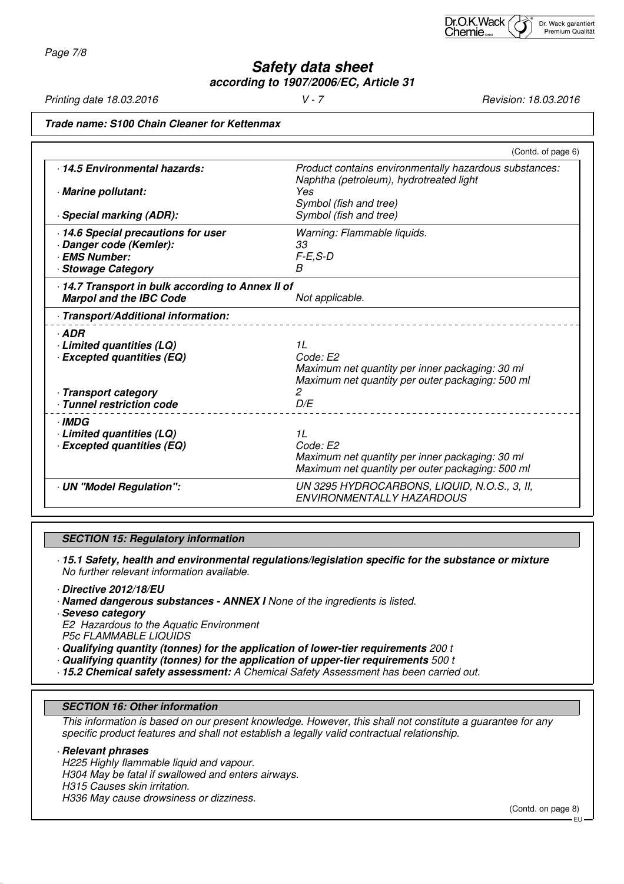**Trade name: S100 Chain Cleaner for Kettenmax**

(Contd. of page 6)

| | |
|---|---|
| · **14.5 Environmental hazards:** | *Product contains environmentally hazardous substances: Naphtha (petroleum), hydrotreated light* |
| · **Marine pollutant:** | *Yes* <br> *Symbol (fish and tree)* |
| · **Special marking (ADR):** | *Symbol (fish and tree)* |
| · **14.6 Special precautions for user** | *Warning: Flammable liquids.* |
| · **Danger code (Kemler):** | *33* |
| · **EMS Number:** | *F-E,S-D* |
| · **Stowage Category** | *B* |
| · **14.7 Transport in bulk according to Annex II of Marpol and the IBC Code** | *Not applicable.* |
| · **Transport/Additional information:** | |
| · **ADR** | |
| · **Limited quantities (LQ)** | *1L* |
| · **Excepted quantities (EQ)** | *Code: E2* <br> *Maximum net quantity per inner packaging: 30 ml* <br> *Maximum net quantity per outer packaging: 500 ml* |
| · **Transport category** | *2* |
| · **Tunnel restriction code** | *D/E* |
| · **IMDG** | |
| · **Limited quantities (LQ)** | *1L* |
| · **Excepted quantities (EQ)** | *Code: E2* <br> *Maximum net quantity per inner packaging: 30 ml* <br> *Maximum net quantity per outer packaging: 500 ml* |
| · **UN "Model Regulation":** | *UN 3295 HYDROCARBONS, LIQUID, N.O.S., 3, II, ENVIRONMENTALLY HAZARDOUS* |

## SECTION 15: Regulatory information

· **15.1 Safety, health and environmental regulations/legislation specific for the substance or mixture**
*No further relevant information available.*

· **Directive 2012/18/EU**
· **Named dangerous substances - ANNEX I** *None of the ingredients is listed.*
· **Seveso category**
*E2 Hazardous to the Aquatic Environment*
*P5c FLAMMABLE LIQUIDS*
· **Qualifying quantity (tonnes) for the application of lower-tier requirements** *200 t*
· **Qualifying quantity (tonnes) for the application of upper-tier requirements** *500 t*
· **15.2 Chemical safety assessment:** *A Chemical Safety Assessment has been carried out.*

## SECTION 16: Other information

*This information is based on our present knowledge. However, this shall not constitute a guarantee for any specific product features and shall not establish a legally valid contractual relationship.*

· **Relevant phrases**
*H225 Highly flammable liquid and vapour.*
*H304 May be fatal if swallowed and enters airways.*
*H315 Causes skin irritation.*
*H336 May cause drowsiness or dizziness.*

(Contd. on page 8)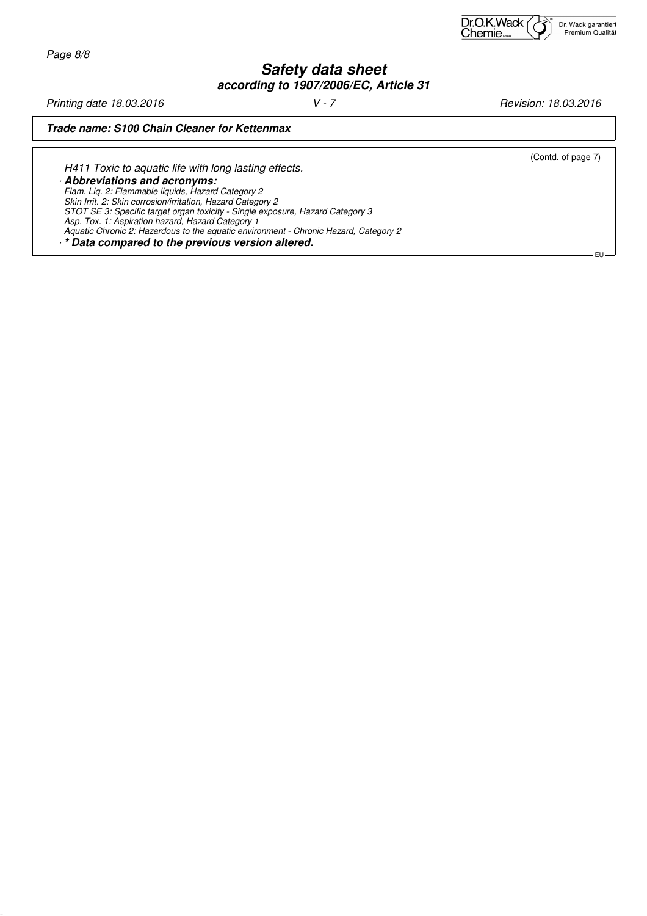(Contd. of page 7)

H411 Toxic to aquatic life with long lasting effects.

· **Abbreviations and acronyms:**
Flam. Liq. 2: Flammable liquids, Hazard Category 2
Skin Irrit. 2: Skin corrosion/irritation, Hazard Category 2
STOT SE 3: Specific target organ toxicity - Single exposure, Hazard Category 3
Asp. Tox. 1: Aspiration hazard, Hazard Category 1
Aquatic Chronic 2: Hazardous to the aquatic environment - Chronic Hazard, Category 2

· **\* Data compared to the previous version altered.**

EU